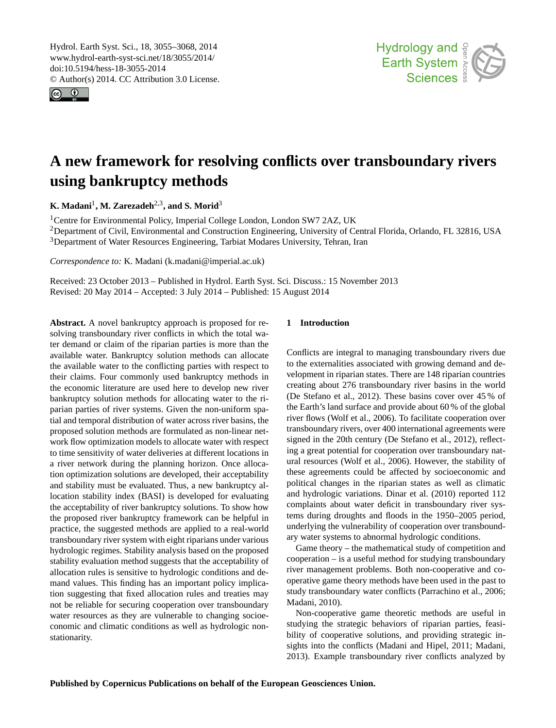# A new framework for resolving conflicts over transboundary rivers using bankruptcy methods

**K. Madani[1], M. Zarezadeh[2,3], and S. Morid[3]**

[1]Centre for Environmental Policy, Imperial College London, London SW7 2AZ, UK
[2]Department of Civil, Environmental and Construction Engineering, University of Central Florida, Orlando, FL 32816, USA
[3]Department of Water Resources Engineering, Tarbiat Modares University, Tehran, Iran

*Correspondence to:* K. Madani (k.madani@imperial.ac.uk)

Received: 23 October 2013 – Published in Hydrol. Earth Syst. Sci. Discuss.: 15 November 2013
Revised: 20 May 2014 – Accepted: 3 July 2014 – Published: 15 August 2014

**Abstract.** A novel bankruptcy approach is proposed for resolving transboundary river conflicts in which the total water demand or claim of the riparian parties is more than the available water. Bankruptcy solution methods can allocate the available water to the conflicting parties with respect to their claims. Four commonly used bankruptcy methods in the economic literature are used here to develop new river bankruptcy solution methods for allocating water to the riparian parties of river systems. Given the non-uniform spatial and temporal distribution of water across river basins, the proposed solution methods are formulated as non-linear network flow optimization models to allocate water with respect to time sensitivity of water deliveries at different locations in a river network during the planning horizon. Once allocation optimization solutions are developed, their acceptability and stability must be evaluated. Thus, a new bankruptcy allocation stability index (BASI) is developed for evaluating the acceptability of river bankruptcy solutions. To show how the proposed river bankruptcy framework can be helpful in practice, the suggested methods are applied to a real-world transboundary river system with eight riparians under various hydrologic regimes. Stability analysis based on the proposed stability evaluation method suggests that the acceptability of allocation rules is sensitive to hydrologic conditions and demand values. This finding has an important policy implication suggesting that fixed allocation rules and treaties may not be reliable for securing cooperation over transboundary water resources as they are vulnerable to changing socioeconomic and climatic conditions as well as hydrologic nonstationarity.

## 1 Introduction

Conflicts are integral to managing transboundary rivers due to the externalities associated with growing demand and development in riparian states. There are 148 riparian countries creating about 276 transboundary river basins in the world (De Stefano et al., 2012). These basins cover over 45 % of the Earth's land surface and provide about 60 % of the global river flows (Wolf et al., 2006). To facilitate cooperation over transboundary rivers, over 400 international agreements were signed in the 20th century (De Stefano et al., 2012), reflecting a great potential for cooperation over transboundary natural resources (Wolf et al., 2006). However, the stability of these agreements could be affected by socioeconomic and political changes in the riparian states as well as climatic and hydrologic variations. Dinar et al. (2010) reported 112 complaints about water deficit in transboundary river systems during droughts and floods in the 1950–2005 period, underlying the vulnerability of cooperation over transboundary water systems to abnormal hydrologic conditions.

Game theory – the mathematical study of competition and cooperation – is a useful method for studying transboundary river management problems. Both non-cooperative and cooperative game theory methods have been used in the past to study transboundary water conflicts (Parrachino et al., 2006; Madani, 2010).

Non-cooperative game theoretic methods are useful in studying the strategic behaviors of riparian parties, feasibility of cooperative solutions, and providing strategic insights into the conflicts (Madani and Hipel, 2011; Madani, 2013). Example transboundary river conflicts analyzed by

Published by Copernicus Publications on behalf of the European Geosciences Union.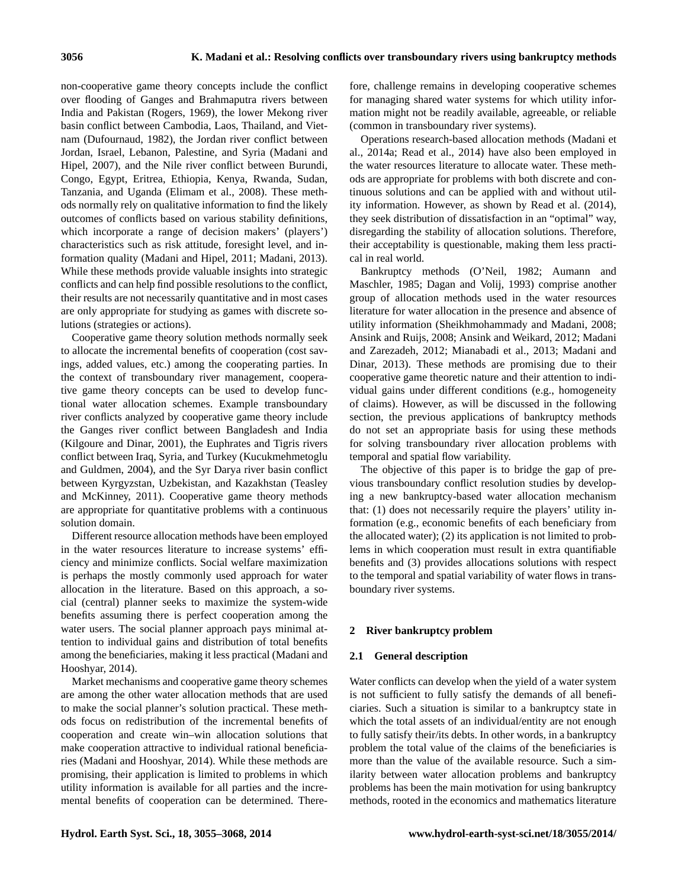non-cooperative game theory concepts include the conflict over flooding of Ganges and Brahmaputra rivers between India and Pakistan (Rogers, 1969), the lower Mekong river basin conflict between Cambodia, Laos, Thailand, and Vietnam (Dufournaud, 1982), the Jordan river conflict between Jordan, Israel, Lebanon, Palestine, and Syria (Madani and Hipel, 2007), and the Nile river conflict between Burundi, Congo, Egypt, Eritrea, Ethiopia, Kenya, Rwanda, Sudan, Tanzania, and Uganda (Elimam et al., 2008). These methods normally rely on qualitative information to find the likely outcomes of conflicts based on various stability definitions, which incorporate a range of decision makers' (players') characteristics such as risk attitude, foresight level, and information quality (Madani and Hipel, 2011; Madani, 2013). While these methods provide valuable insights into strategic conflicts and can help find possible resolutions to the conflict, their results are not necessarily quantitative and in most cases are only appropriate for studying as games with discrete solutions (strategies or actions).

Cooperative game theory solution methods normally seek to allocate the incremental benefits of cooperation (cost savings, added values, etc.) among the cooperating parties. In the context of transboundary river management, cooperative game theory concepts can be used to develop functional water allocation schemes. Example transboundary river conflicts analyzed by cooperative game theory include the Ganges river conflict between Bangladesh and India (Kilgoure and Dinar, 2001), the Euphrates and Tigris rivers conflict between Iraq, Syria, and Turkey (Kucukmehmetoglu and Guldmen, 2004), and the Syr Darya river basin conflict between Kyrgyzstan, Uzbekistan, and Kazakhstan (Teasley and McKinney, 2011). Cooperative game theory methods are appropriate for quantitative problems with a continuous solution domain.

Different resource allocation methods have been employed in the water resources literature to increase systems' efficiency and minimize conflicts. Social welfare maximization is perhaps the mostly commonly used approach for water allocation in the literature. Based on this approach, a social (central) planner seeks to maximize the system-wide benefits assuming there is perfect cooperation among the water users. The social planner approach pays minimal attention to individual gains and distribution of total benefits among the beneficiaries, making it less practical (Madani and Hooshyar, 2014).

Market mechanisms and cooperative game theory schemes are among the other water allocation methods that are used to make the social planner's solution practical. These methods focus on redistribution of the incremental benefits of cooperation and create win–win allocation solutions that make cooperation attractive to individual rational beneficiaries (Madani and Hooshyar, 2014). While these methods are promising, their application is limited to problems in which utility information is available for all parties and the incremental benefits of cooperation can be determined. Therefore, challenge remains in developing cooperative schemes for managing shared water systems for which utility information might not be readily available, agreeable, or reliable (common in transboundary river systems).

Operations research-based allocation methods (Madani et al., 2014a; Read et al., 2014) have also been employed in the water resources literature to allocate water. These methods are appropriate for problems with both discrete and continuous solutions and can be applied with and without utility information. However, as shown by Read et al. (2014), they seek distribution of dissatisfaction in an "optimal" way, disregarding the stability of allocation solutions. Therefore, their acceptability is questionable, making them less practical in real world.

Bankruptcy methods (O'Neil, 1982; Aumann and Maschler, 1985; Dagan and Volij, 1993) comprise another group of allocation methods used in the water resources literature for water allocation in the presence and absence of utility information (Sheikhmohammady and Madani, 2008; Ansink and Ruijs, 2008; Ansink and Weikard, 2012; Madani and Zarezadeh, 2012; Mianabadi et al., 2013; Madani and Dinar, 2013). These methods are promising due to their cooperative game theoretic nature and their attention to individual gains under different conditions (e.g., homogeneity of claims). However, as will be discussed in the following section, the previous applications of bankruptcy methods do not set an appropriate basis for using these methods for solving transboundary river allocation problems with temporal and spatial flow variability.

The objective of this paper is to bridge the gap of previous transboundary conflict resolution studies by developing a new bankruptcy-based water allocation mechanism that: (1) does not necessarily require the players' utility information (e.g., economic benefits of each beneficiary from the allocated water); (2) its application is not limited to problems in which cooperation must result in extra quantifiable benefits and (3) provides allocations solutions with respect to the temporal and spatial variability of water flows in transboundary river systems.

## 2 River bankruptcy problem

### 2.1 General description

Water conflicts can develop when the yield of a water system is not sufficient to fully satisfy the demands of all beneficiaries. Such a situation is similar to a bankruptcy state in which the total assets of an individual/entity are not enough to fully satisfy their/its debts. In other words, in a bankruptcy problem the total value of the claims of the beneficiaries is more than the value of the available resource. Such a similarity between water allocation problems and bankruptcy problems has been the main motivation for using bankruptcy methods, rooted in the economics and mathematics literature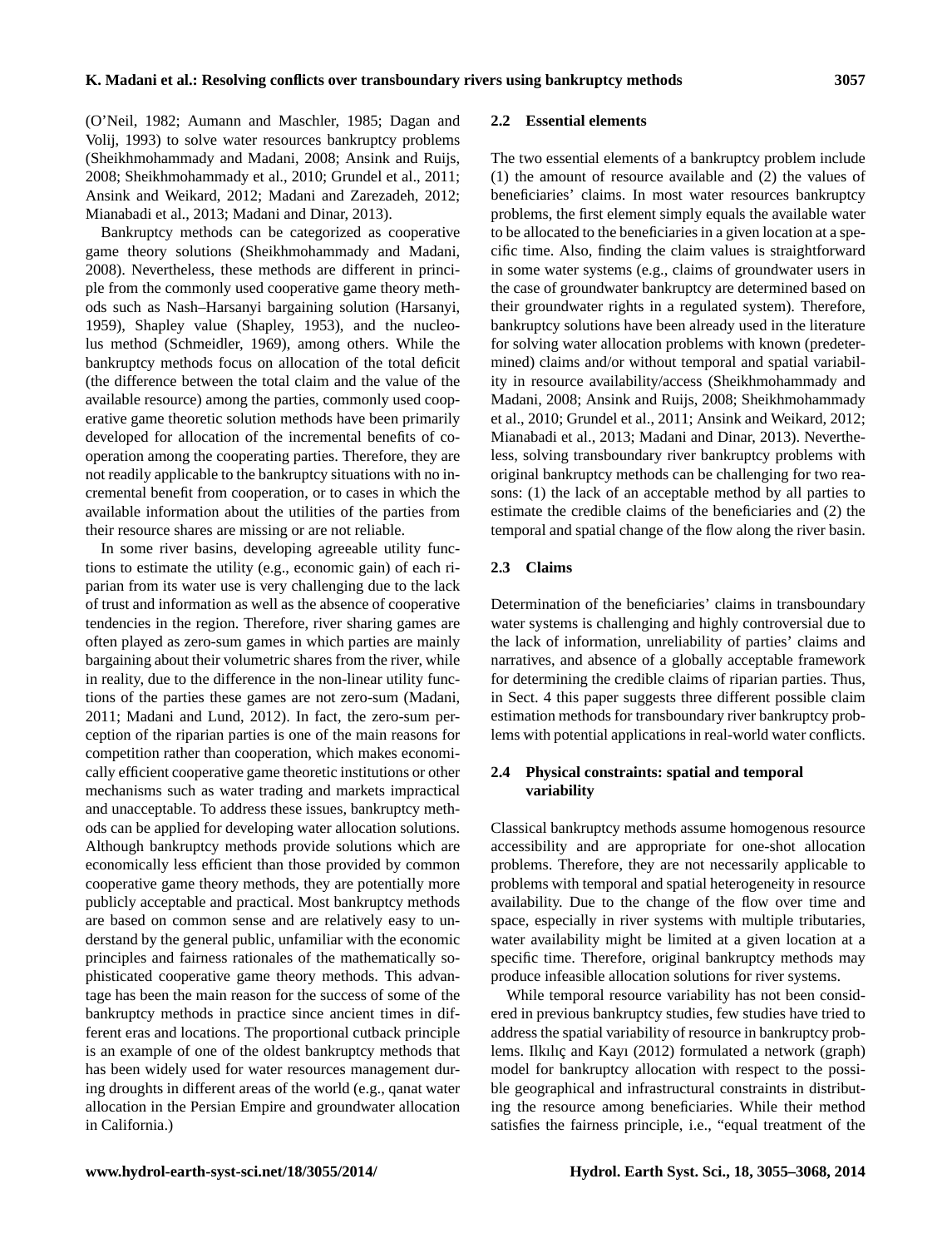(O'Neil, 1982; Aumann and Maschler, 1985; Dagan and Volij, 1993) to solve water resources bankruptcy problems (Sheikhmohammady and Madani, 2008; Ansink and Ruijs, 2008; Sheikhmohammady et al., 2010; Grundel et al., 2011; Ansink and Weikard, 2012; Madani and Zarezadeh, 2012; Mianabadi et al., 2013; Madani and Dinar, 2013).

Bankruptcy methods can be categorized as cooperative game theory solutions (Sheikhmohammady and Madani, 2008). Nevertheless, these methods are different in principle from the commonly used cooperative game theory methods such as Nash–Harsanyi bargaining solution (Harsanyi, 1959), Shapley value (Shapley, 1953), and the nucleolus method (Schmeidler, 1969), among others. While the bankruptcy methods focus on allocation of the total deficit (the difference between the total claim and the value of the available resource) among the parties, commonly used cooperative game theoretic solution methods have been primarily developed for allocation of the incremental benefits of cooperation among the cooperating parties. Therefore, they are not readily applicable to the bankruptcy situations with no incremental benefit from cooperation, or to cases in which the available information about the utilities of the parties from their resource shares are missing or are not reliable.

In some river basins, developing agreeable utility functions to estimate the utility (e.g., economic gain) of each riparian from its water use is very challenging due to the lack of trust and information as well as the absence of cooperative tendencies in the region. Therefore, river sharing games are often played as zero-sum games in which parties are mainly bargaining about their volumetric shares from the river, while in reality, due to the difference in the non-linear utility functions of the parties these games are not zero-sum (Madani, 2011; Madani and Lund, 2012). In fact, the zero-sum perception of the riparian parties is one of the main reasons for competition rather than cooperation, which makes economically efficient cooperative game theoretic institutions or other mechanisms such as water trading and markets impractical and unacceptable. To address these issues, bankruptcy methods can be applied for developing water allocation solutions. Although bankruptcy methods provide solutions which are economically less efficient than those provided by common cooperative game theory methods, they are potentially more publicly acceptable and practical. Most bankruptcy methods are based on common sense and are relatively easy to understand by the general public, unfamiliar with the economic principles and fairness rationales of the mathematically sophisticated cooperative game theory methods. This advantage has been the main reason for the success of some of the bankruptcy methods in practice since ancient times in different eras and locations. The proportional cutback principle is an example of one of the oldest bankruptcy methods that has been widely used for water resources management during droughts in different areas of the world (e.g., qanat water allocation in the Persian Empire and groundwater allocation in California.)

### 2.2 Essential elements

The two essential elements of a bankruptcy problem include (1) the amount of resource available and (2) the values of beneficiaries' claims. In most water resources bankruptcy problems, the first element simply equals the available water to be allocated to the beneficiaries in a given location at a specific time. Also, finding the claim values is straightforward in some water systems (e.g., claims of groundwater users in the case of groundwater bankruptcy are determined based on their groundwater rights in a regulated system). Therefore, bankruptcy solutions have been already used in the literature for solving water allocation problems with known (predetermined) claims and/or without temporal and spatial variability in resource availability/access (Sheikhmohammady and Madani, 2008; Ansink and Ruijs, 2008; Sheikhmohammady et al., 2010; Grundel et al., 2011; Ansink and Weikard, 2012; Mianabadi et al., 2013; Madani and Dinar, 2013). Nevertheless, solving transboundary river bankruptcy problems with original bankruptcy methods can be challenging for two reasons: (1) the lack of an acceptable method by all parties to estimate the credible claims of the beneficiaries and (2) the temporal and spatial change of the flow along the river basin.

### 2.3 Claims

Determination of the beneficiaries' claims in transboundary water systems is challenging and highly controversial due to the lack of information, unreliability of parties' claims and narratives, and absence of a globally acceptable framework for determining the credible claims of riparian parties. Thus, in Sect. 4 this paper suggests three different possible claim estimation methods for transboundary river bankruptcy problems with potential applications in real-world water conflicts.

### 2.4 Physical constraints: spatial and temporal variability

Classical bankruptcy methods assume homogenous resource accessibility and are appropriate for one-shot allocation problems. Therefore, they are not necessarily applicable to problems with temporal and spatial heterogeneity in resource availability. Due to the change of the flow over time and space, especially in river systems with multiple tributaries, water availability might be limited at a given location at a specific time. Therefore, original bankruptcy methods may produce infeasible allocation solutions for river systems.

While temporal resource variability has not been considered in previous bankruptcy studies, few studies have tried to address the spatial variability of resource in bankruptcy problems. Ilkılıç and Kayı (2012) formulated a network (graph) model for bankruptcy allocation with respect to the possible geographical and infrastructural constraints in distributing the resource among beneficiaries. While their method satisfies the fairness principle, i.e., "equal treatment of the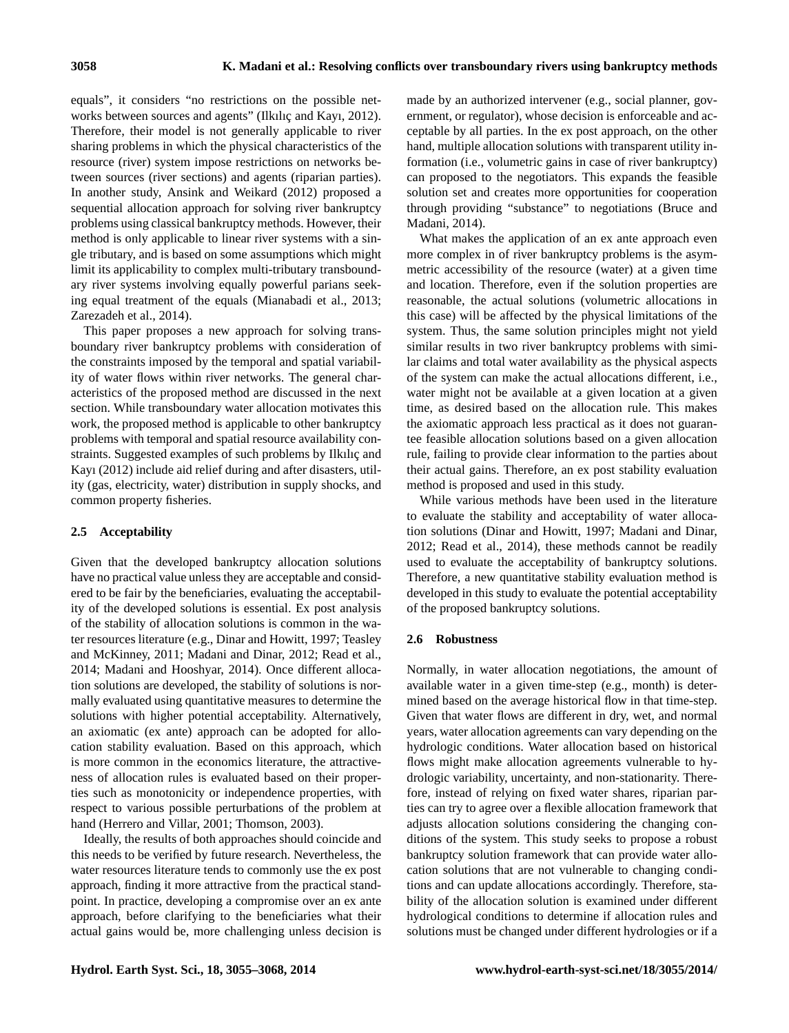equals", it considers "no restrictions on the possible networks between sources and agents" (Ilkılıç and Kayı, 2012). Therefore, their model is not generally applicable to river sharing problems in which the physical characteristics of the resource (river) system impose restrictions on networks between sources (river sections) and agents (riparian parties). In another study, Ansink and Weikard (2012) proposed a sequential allocation approach for solving river bankruptcy problems using classical bankruptcy methods. However, their method is only applicable to linear river systems with a single tributary, and is based on some assumptions which might limit its applicability to complex multi-tributary transboundary river systems involving equally powerful parians seeking equal treatment of the equals (Mianabadi et al., 2013; Zarezadeh et al., 2014).

This paper proposes a new approach for solving transboundary river bankruptcy problems with consideration of the constraints imposed by the temporal and spatial variability of water flows within river networks. The general characteristics of the proposed method are discussed in the next section. While transboundary water allocation motivates this work, the proposed method is applicable to other bankruptcy problems with temporal and spatial resource availability constraints. Suggested examples of such problems by Ilkılıç and Kayı (2012) include aid relief during and after disasters, utility (gas, electricity, water) distribution in supply shocks, and common property fisheries.

### 2.5 Acceptability

Given that the developed bankruptcy allocation solutions have no practical value unless they are acceptable and considered to be fair by the beneficiaries, evaluating the acceptability of the developed solutions is essential. Ex post analysis of the stability of allocation solutions is common in the water resources literature (e.g., Dinar and Howitt, 1997; Teasley and McKinney, 2011; Madani and Dinar, 2012; Read et al., 2014; Madani and Hooshyar, 2014). Once different allocation solutions are developed, the stability of solutions is normally evaluated using quantitative measures to determine the solutions with higher potential acceptability. Alternatively, an axiomatic (ex ante) approach can be adopted for allocation stability evaluation. Based on this approach, which is more common in the economics literature, the attractiveness of allocation rules is evaluated based on their properties such as monotonicity or independence properties, with respect to various possible perturbations of the problem at hand (Herrero and Villar, 2001; Thomson, 2003).

Ideally, the results of both approaches should coincide and this needs to be verified by future research. Nevertheless, the water resources literature tends to commonly use the ex post approach, finding it more attractive from the practical standpoint. In practice, developing a compromise over an ex ante approach, before clarifying to the beneficiaries what their actual gains would be, more challenging unless decision is made by an authorized intervener (e.g., social planner, government, or regulator), whose decision is enforceable and acceptable by all parties. In the ex post approach, on the other hand, multiple allocation solutions with transparent utility information (i.e., volumetric gains in case of river bankruptcy) can proposed to the negotiators. This expands the feasible solution set and creates more opportunities for cooperation through providing "substance" to negotiations (Bruce and Madani, 2014).

What makes the application of an ex ante approach even more complex in of river bankruptcy problems is the asymmetric accessibility of the resource (water) at a given time and location. Therefore, even if the solution properties are reasonable, the actual solutions (volumetric allocations in this case) will be affected by the physical limitations of the system. Thus, the same solution principles might not yield similar results in two river bankruptcy problems with similar claims and total water availability as the physical aspects of the system can make the actual allocations different, i.e., water might not be available at a given location at a given time, as desired based on the allocation rule. This makes the axiomatic approach less practical as it does not guarantee feasible allocation solutions based on a given allocation rule, failing to provide clear information to the parties about their actual gains. Therefore, an ex post stability evaluation method is proposed and used in this study.

While various methods have been used in the literature to evaluate the stability and acceptability of water allocation solutions (Dinar and Howitt, 1997; Madani and Dinar, 2012; Read et al., 2014), these methods cannot be readily used to evaluate the acceptability of bankruptcy solutions. Therefore, a new quantitative stability evaluation method is developed in this study to evaluate the potential acceptability of the proposed bankruptcy solutions.

### 2.6 Robustness

Normally, in water allocation negotiations, the amount of available water in a given time-step (e.g., month) is determined based on the average historical flow in that time-step. Given that water flows are different in dry, wet, and normal years, water allocation agreements can vary depending on the hydrologic conditions. Water allocation based on historical flows might make allocation agreements vulnerable to hydrologic variability, uncertainty, and non-stationarity. Therefore, instead of relying on fixed water shares, riparian parties can try to agree over a flexible allocation framework that adjusts allocation solutions considering the changing conditions of the system. This study seeks to propose a robust bankruptcy solution framework that can provide water allocation solutions that are not vulnerable to changing conditions and can update allocations accordingly. Therefore, stability of the allocation solution is examined under different hydrological conditions to determine if allocation rules and solutions must be changed under different hydrologies or if a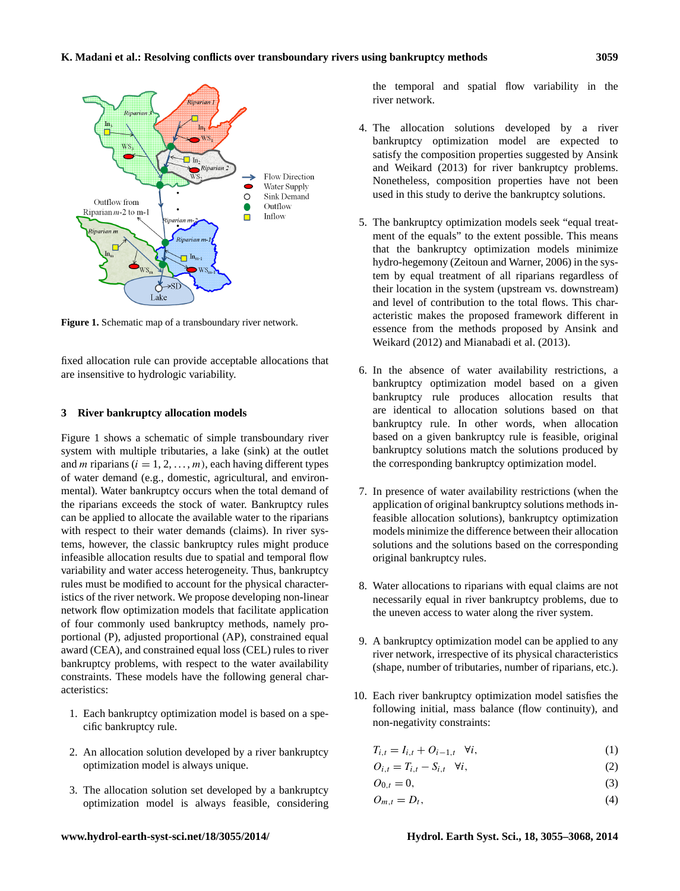Figure 1. Schematic map of a transboundary river network.

fixed allocation rule can provide acceptable allocations that are insensitive to hydrologic variability.

## 3 River bankruptcy allocation models

Figure 1 shows a schematic of simple transboundary river system with multiple tributaries, a lake (sink) at the outlet and $m$ riparians ($i = 1, 2, \ldots, m$), each having different types of water demand (e.g., domestic, agricultural, and environmental). Water bankruptcy occurs when the total demand of the riparians exceeds the stock of water. Bankruptcy rules can be applied to allocate the available water to the riparians with respect to their water demands (claims). In river systems, however, the classic bankruptcy rules might produce infeasible allocation results due to spatial and temporal flow variability and water access heterogeneity. Thus, bankruptcy rules must be modified to account for the physical characteristics of the river network. We propose developing non-linear network flow optimization models that facilitate application of four commonly used bankruptcy methods, namely proportional (P), adjusted proportional (AP), constrained equal award (CEA), and constrained equal loss (CEL) rules to river bankruptcy problems, with respect to the water availability constraints. These models have the following general characteristics:

1. Each bankruptcy optimization model is based on a specific bankruptcy rule.

2. An allocation solution developed by a river bankruptcy optimization model is always unique.

3. The allocation solution set developed by a bankruptcy optimization model is always feasible, considering the temporal and spatial flow variability in the river network.

4. The allocation solutions developed by a river bankruptcy optimization model are expected to satisfy the composition properties suggested by Ansink and Weikard (2013) for river bankruptcy problems. Nonetheless, composition properties have not been used in this study to derive the bankruptcy solutions.

5. The bankruptcy optimization models seek "equal treatment of the equals" to the extent possible. This means that the bankruptcy optimization models minimize hydro-hegemony (Zeitoun and Warner, 2006) in the system by equal treatment of all riparians regardless of their location in the system (upstream vs. downstream) and level of contribution to the total flows. This characteristic makes the proposed framework different in essence from the methods proposed by Ansink and Weikard (2012) and Mianabadi et al. (2013).

6. In the absence of water availability restrictions, a bankruptcy optimization model based on a given bankruptcy rule produces allocation results that are identical to allocation solutions based on that bankruptcy rule. In other words, when allocation based on a given bankruptcy rule is feasible, original bankruptcy solutions match the solutions produced by the corresponding bankruptcy optimization model.

7. In presence of water availability restrictions (when the application of original bankruptcy solutions methods infeasible allocation solutions), bankruptcy optimization models minimize the difference between their allocation solutions and the solutions based on the corresponding original bankruptcy rules.

8. Water allocations to riparians with equal claims are not necessarily equal in river bankruptcy problems, due to the uneven access to water along the river system.

9. A bankruptcy optimization model can be applied to any river network, irrespective of its physical characteristics (shape, number of tributaries, number of riparians, etc.).

10. Each river bankruptcy optimization model satisfies the following initial, mass balance (flow continuity), and non-negativity constraints:

$$T_{i,t} = I_{i,t} + O_{i-1,t} \quad \forall i, \tag{1}$$

$$O_{i,t} = T_{i,t} - S_{i,t} \quad \forall i, \tag{2}$$

$$O_{0,t} = 0, \tag{3}$$

$$O_{m,t} = D_t, \tag{4}$$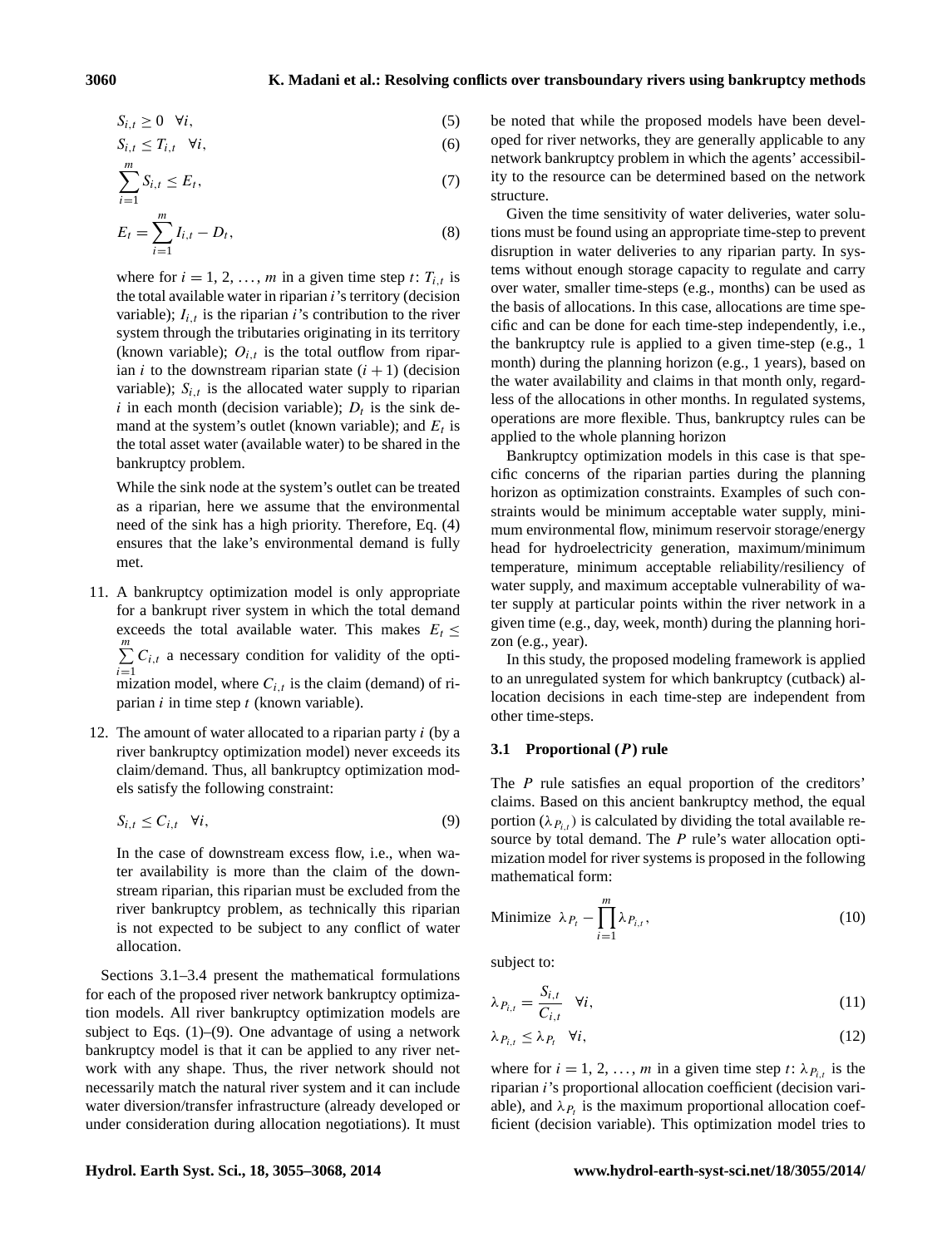$$S_{i,t} \geq 0 \quad \forall i, \tag{5}$$

$$S_{i,t} \leq T_{i,t} \quad \forall i, \tag{6}$$

$$\sum_{i=1}^{m} S_{i,t} \leq E_t, \tag{7}$$

$$E_t = \sum_{i=1}^{m} I_{i,t} - D_t, \tag{8}$$

where for $i = 1, 2, \ldots, m$ in a given time step $t$: $T_{i,t}$ is the total available water in riparian $i$'s territory (decision variable); $I_{i,t}$ is the riparian $i$'s contribution to the river system through the tributaries originating in its territory (known variable); $O_{i,t}$ is the total outflow from riparian $i$ to the downstream riparian state $(i+1)$ (decision variable); $S_{i,t}$ is the allocated water supply to riparian $i$ in each month (decision variable); $D_t$ is the sink demand at the system's outlet (known variable); and $E_t$ is the total asset water (available water) to be shared in the bankruptcy problem.

While the sink node at the system's outlet can be treated as a riparian, here we assume that the environmental need of the sink has a high priority. Therefore, Eq. (4) ensures that the lake's environmental demand is fully met.

11. A bankruptcy optimization model is only appropriate for a bankrupt river system in which the total demand exceeds the total available water. This makes $E_t \leq \sum_{i=1}^{m} C_{i,t}$ a necessary condition for validity of the optimization model, where $C_{i,t}$ is the claim (demand) of riparian $i$ in time step $t$ (known variable).

12. The amount of water allocated to a riparian party $i$ (by a river bankruptcy optimization model) never exceeds its claim/demand. Thus, all bankruptcy optimization models satisfy the following constraint:

$$S_{i,t} \leq C_{i,t} \quad \forall i, \tag{9}$$

In the case of downstream excess flow, i.e., when water availability is more than the claim of the downstream riparian, this riparian must be excluded from the river bankruptcy problem, as technically this riparian is not expected to be subject to any conflict of water allocation.

Sections 3.1–3.4 present the mathematical formulations for each of the proposed river network bankruptcy optimization models. All river bankruptcy optimization models are subject to Eqs. (1)–(9). One advantage of using a network bankruptcy model is that it can be applied to any river network with any shape. Thus, the river network should not necessarily match the natural river system and it can include water diversion/transfer infrastructure (already developed or under consideration during allocation negotiations). It must be noted that while the proposed models have been developed for river networks, they are generally applicable to any network bankruptcy problem in which the agents' accessibility to the resource can be determined based on the network structure.

Given the time sensitivity of water deliveries, water solutions must be found using an appropriate time-step to prevent disruption in water deliveries to any riparian party. In systems without enough storage capacity to regulate and carry over water, smaller time-steps (e.g., months) can be used as the basis of allocations. In this case, allocations are time specific and can be done for each time-step independently, i.e., the bankruptcy rule is applied to a given time-step (e.g., 1 month) during the planning horizon (e.g., 1 years), based on the water availability and claims in that month only, regardless of the allocations in other months. In regulated systems, operations are more flexible. Thus, bankruptcy rules can be applied to the whole planning horizon

Bankruptcy optimization models in this case is that specific concerns of the riparian parties during the planning horizon as optimization constraints. Examples of such constraints would be minimum acceptable water supply, minimum environmental flow, minimum reservoir storage/energy head for hydroelectricity generation, maximum/minimum temperature, minimum acceptable reliability/resiliency of water supply, and maximum acceptable vulnerability of water supply at particular points within the river network in a given time (e.g., day, week, month) during the planning horizon (e.g., year).

In this study, the proposed modeling framework is applied to an unregulated system for which bankruptcy (cutback) allocation decisions in each time-step are independent from other time-steps.

### 3.1 Proportional (*P*) rule

The $P$ rule satisfies an equal proportion of the creditors' claims. Based on this ancient bankruptcy method, the equal portion ($\lambda_{P_{i,t}}$) is calculated by dividing the total available resource by total demand. The $P$ rule's water allocation optimization model for river systems is proposed in the following mathematical form:

$$\text{Minimize} \ \ \lambda_{P_t} - \prod_{i=1}^{m} \lambda_{P_{i,t}}, \tag{10}$$

subject to:

$$\lambda_{P_{i,t}} = \frac{S_{i,t}}{C_{i,t}} \quad \forall i, \tag{11}$$

$$\lambda_{P_{i,t}} \leq \lambda_{P_t} \quad \forall i, \tag{12}$$

where for $i = 1, 2, \ldots, m$ in a given time step $t$: $\lambda_{P_{i,t}}$ is the riparian $i$'s proportional allocation coefficient (decision variable), and $\lambda_{P_t}$ is the maximum proportional allocation coefficient (decision variable). This optimization model tries to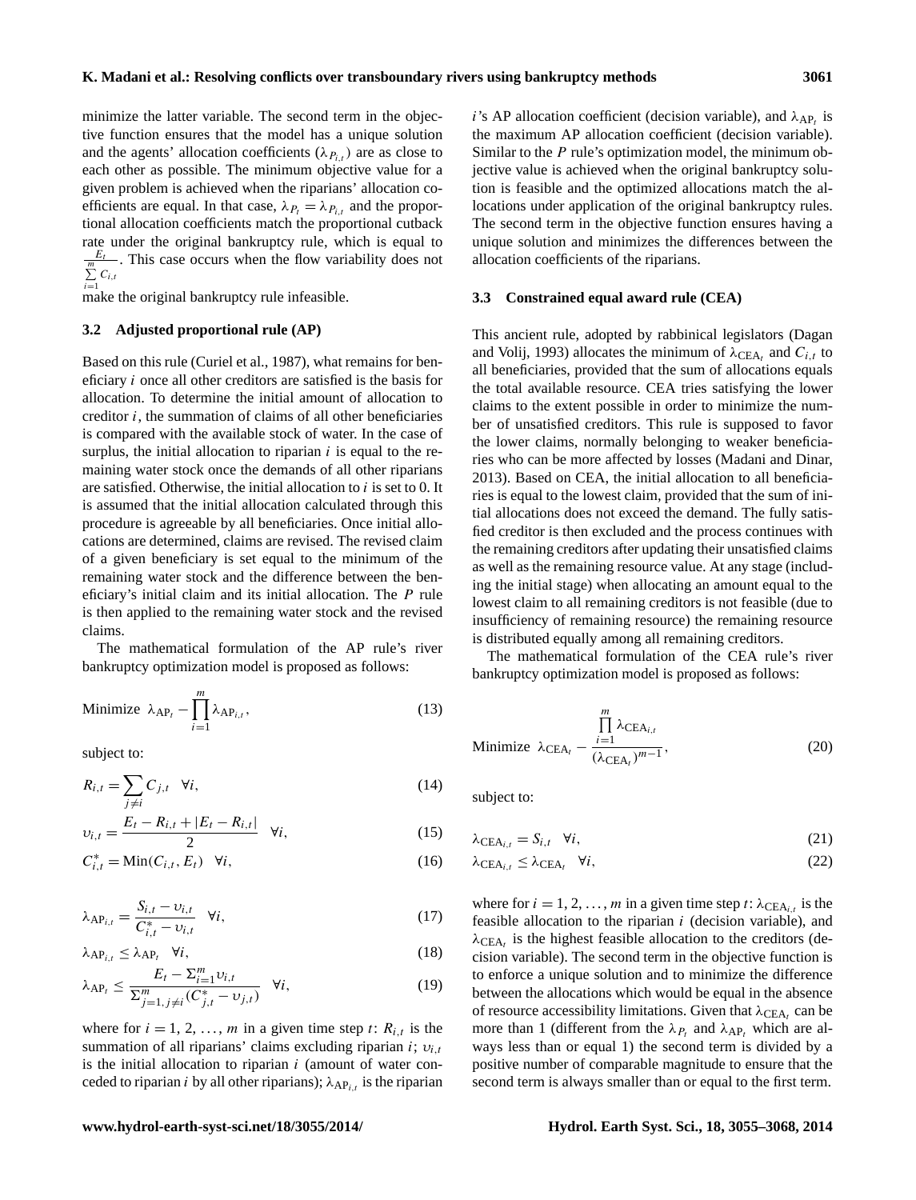minimize the latter variable. The second term in the objective function ensures that the model has a unique solution and the agents' allocation coefficients ($\lambda_{P_{i,t}}$) are as close to each other as possible. The minimum objective value for a given problem is achieved when the riparians' allocation coefficients are equal. In that case, $\lambda_{P_t} = \lambda_{P_{i,t}}$ and the proportional allocation coefficients match the proportional cutback rate under the original bankruptcy rule, which is equal to $\frac{E_t}{\sum_{i=1}^{m} C_{i,t}}$. This case occurs when the flow variability does not make the original bankruptcy rule infeasible.

### 3.2 Adjusted proportional rule (AP)

Based on this rule (Curiel et al., 1987), what remains for beneficiary $i$ once all other creditors are satisfied is the basis for allocation. To determine the initial amount of allocation to creditor $i$, the summation of claims of all other beneficiaries is compared with the available stock of water. In the case of surplus, the initial allocation to riparian $i$ is equal to the remaining water stock once the demands of all other riparians are satisfied. Otherwise, the initial allocation to $i$ is set to 0. It is assumed that the initial allocation calculated through this procedure is agreeable by all beneficiaries. Once initial allocations are determined, claims are revised. The revised claim of a given beneficiary is set equal to the minimum of the remaining water stock and the difference between the beneficiary's initial claim and its initial allocation. The $P$ rule is then applied to the remaining water stock and the revised claims.

The mathematical formulation of the AP rule's river bankruptcy optimization model is proposed as follows:

$$\text{Minimize } \lambda_{\text{AP}_t} - \prod_{i=1}^{m} \lambda_{\text{AP}_{i,t}}, \tag{13}$$

subject to:

$$R_{i,t} = \sum_{j \neq i} C_{j,t} \quad \forall i, \tag{14}$$

$$\upsilon_{i,t} = \frac{E_t - R_{i,t} + |E_t - R_{i,t}|}{2} \quad \forall i, \tag{15}$$

$$C^*_{i,t} = \text{Min}(C_{i,t}, E_t) \quad \forall i, \tag{16}$$

$$\lambda_{\text{AP}_{i,t}} = \frac{S_{i,t} - \upsilon_{i,t}}{C^*_{i,t} - \upsilon_{i,t}} \quad \forall i, \tag{17}$$

$$\lambda_{\text{AP}_{i,t}} \leq \lambda_{\text{AP}_t} \quad \forall i, \tag{18}$$

$$\lambda_{\text{AP}_t} \leq \frac{E_t - \Sigma_{i=1}^{m} \upsilon_{i,t}}{\Sigma_{j=1, j \neq i}^{m} (C^*_{j,t} - \upsilon_{j,t})} \quad \forall i, \tag{19}$$

where for $i = 1, 2, \ldots, m$ in a given time step $t$: $R_{i,t}$ is the summation of all riparians' claims excluding riparian $i$; $\upsilon_{i,t}$ is the initial allocation to riparian $i$ (amount of water conceded to riparian $i$ by all other riparians); $\lambda_{\text{AP}_{i,t}}$ is the riparian $i$'s AP allocation coefficient (decision variable), and $\lambda_{\text{AP}_t}$ is the maximum AP allocation coefficient (decision variable). Similar to the $P$ rule's optimization model, the minimum objective value is achieved when the original bankruptcy solution is feasible and the optimized allocations match the allocations under application of the original bankruptcy rules. The second term in the objective function ensures having a unique solution and minimizes the differences between the allocation coefficients of the riparians.

### 3.3 Constrained equal award rule (CEA)

This ancient rule, adopted by rabbinical legislators (Dagan and Volij, 1993) allocates the minimum of $\lambda_{\text{CEA}_t}$ and $C_{i,t}$ to all beneficiaries, provided that the sum of allocations equals the total available resource. CEA tries satisfying the lower claims to the extent possible in order to minimize the number of unsatisfied creditors. This rule is supposed to favor the lower claims, normally belonging to weaker beneficiaries who can be more affected by losses (Madani and Dinar, 2013). Based on CEA, the initial allocation to all beneficiaries is equal to the lowest claim, provided that the sum of initial allocations does not exceed the demand. The fully satisfied creditor is then excluded and the process continues with the remaining creditors after updating their unsatisfied claims as well as the remaining resource value. At any stage (including the initial stage) when allocating an amount equal to the lowest claim to all remaining creditors is not feasible (due to insufficiency of remaining resource) the remaining resource is distributed equally among all remaining creditors.

The mathematical formulation of the CEA rule's river bankruptcy optimization model is proposed as follows:

$$\text{Minimize } \lambda_{\text{CEA}_t} - \frac{\prod_{i=1}^{m} \lambda_{\text{CEA}_{i,t}}}{(\lambda_{\text{CEA}_t})^{m-1}}, \tag{20}$$

subject to:

$$\lambda_{\text{CEA}_{i,t}} = S_{i,t} \quad \forall i, \tag{21}$$

$$\lambda_{\text{CEA}_{i,t}} \leq \lambda_{\text{CEA}_t} \quad \forall i, \tag{22}$$

where for $i = 1, 2, \ldots, m$ in a given time step $t$: $\lambda_{\text{CEA}_{i,t}}$ is the feasible allocation to the riparian $i$ (decision variable), and $\lambda_{\text{CEA}_t}$ is the highest feasible allocation to the creditors (decision variable). The second term in the objective function is to enforce a unique solution and to minimize the difference between the allocations which would be equal in the absence of resource accessibility limitations. Given that $\lambda_{\text{CEA}_t}$ can be more than 1 (different from the $\lambda_{P_t}$ and $\lambda_{\text{AP}_t}$ which are always less than or equal 1) the second term is divided by a positive number of comparable magnitude to ensure that the second term is always smaller than or equal to the first term.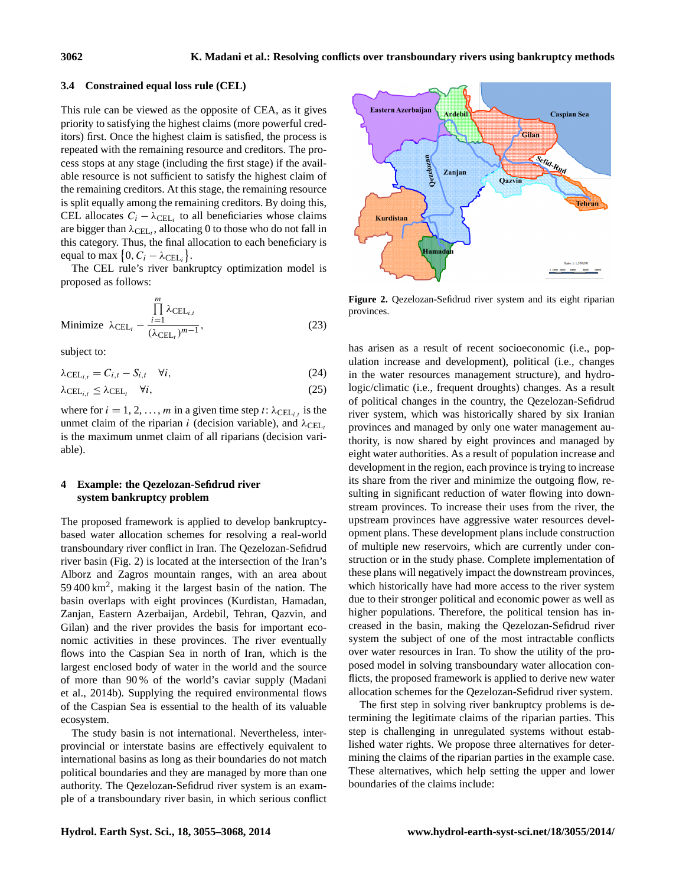### 3.4 Constrained equal loss rule (CEL)

This rule can be viewed as the opposite of CEA, as it gives priority to satisfying the highest claims (more powerful creditors) first. Once the highest claim is satisfied, the process is repeated with the remaining resource and creditors. The process stops at any stage (including the first stage) if the available resource is not sufficient to satisfy the highest claim of the remaining creditors. At this stage, the remaining resource is split equally among the remaining creditors. By doing this, CEL allocates $C_i - \lambda_{\mathrm{CEL}_t}$ to all beneficiaries whose claims are bigger than $\lambda_{\mathrm{CEL}_t}$, allocating 0 to those who do not fall in this category. Thus, the final allocation to each beneficiary is equal to max $\{0, C_i - \lambda_{\mathrm{CEL}_i}\}$.

The CEL rule's river bankruptcy optimization model is proposed as follows:

$$\text{Minimize } \lambda_{\mathrm{CEL}_t} - \frac{\prod_{i=1}^{m} \lambda_{\mathrm{CEL}_{i,t}}}{(\lambda_{\mathrm{CEL}_t})^{m-1}}, \tag{23}$$

subject to:

$$\lambda_{\mathrm{CEL}_{i,t}} = C_{i,t} - S_{i,t} \quad \forall i, \tag{24}$$

$$\lambda_{\mathrm{CEL}_{i,t}} \leq \lambda_{\mathrm{CEL}_t} \quad \forall i, \tag{25}$$

where for $i = 1, 2, \ldots, m$ in a given time step $t$: $\lambda_{\mathrm{CEL}_{i,t}}$ is the unmet claim of the riparian $i$ (decision variable), and $\lambda_{\mathrm{CEL}_t}$ is the maximum unmet claim of all riparians (decision variable).

## 4 Example: the Qezelozan-Sefidrud river system bankruptcy problem

The proposed framework is applied to develop bankruptcy-based water allocation schemes for resolving a real-world transboundary river conflict in Iran. The Qezelozan-Sefidrud river basin (Fig. 2) is located at the intersection of the Iran's Alborz and Zagros mountain ranges, with an area about 59 400 km$^2$, making it the largest basin of the nation. The basin overlaps with eight provinces (Kurdistan, Hamadan, Zanjan, Eastern Azerbaijan, Ardebil, Tehran, Qazvin, and Gilan) and the river provides the basis for important economic activities in these provinces. The river eventually flows into the Caspian Sea in north of Iran, which is the largest enclosed body of water in the world and the source of more than 90 % of the world's caviar supply (Madani et al., 2014b). Supplying the required environmental flows of the Caspian Sea is essential to the health of its valuable ecosystem.

The study basin is not international. Nevertheless, interprovincial or interstate basins are effectively equivalent to international basins as long as their boundaries do not match political boundaries and they are managed by more than one authority. The Qezelozan-Sefidrud river system is an example of a transboundary river basin, in which serious conflict has arisen as a result of recent socioeconomic (i.e., population increase and development), political (i.e., changes in the water resources management structure), and hydrologic/climatic (i.e., frequent droughts) changes. As a result of political changes in the country, the Qezelozan-Sefidrud river system, which was historically shared by six Iranian provinces and managed by only one water management authority, is now shared by eight provinces and managed by eight water authorities. As a result of population increase and development in the region, each province is trying to increase its share from the river and minimize the outgoing flow, resulting in significant reduction of water flowing into downstream provinces. To increase their uses from the river, the upstream provinces have aggressive water resources development plans. These development plans include construction of multiple new reservoirs, which are currently under construction or in the study phase. Complete implementation of these plans will negatively impact the downstream provinces, which historically have had more access to the river system due to their stronger political and economic power as well as higher populations. Therefore, the political tension has increased in the basin, making the Qezelozan-Sefidrud river system the subject of one of the most intractable conflicts over water resources in Iran. To show the utility of the proposed model in solving transboundary water allocation conflicts, the proposed framework is applied to derive new water allocation schemes for the Qezelozan-Sefidrud river system.

**Figure 2.** Qezelozan-Sefidrud river system and its eight riparian provinces.

The first step in solving river bankruptcy problems is determining the legitimate claims of the riparian parties. This step is challenging in unregulated systems without established water rights. We propose three alternatives for determining the claims of the riparian parties in the example case. These alternatives, which help setting the upper and lower boundaries of the claims include: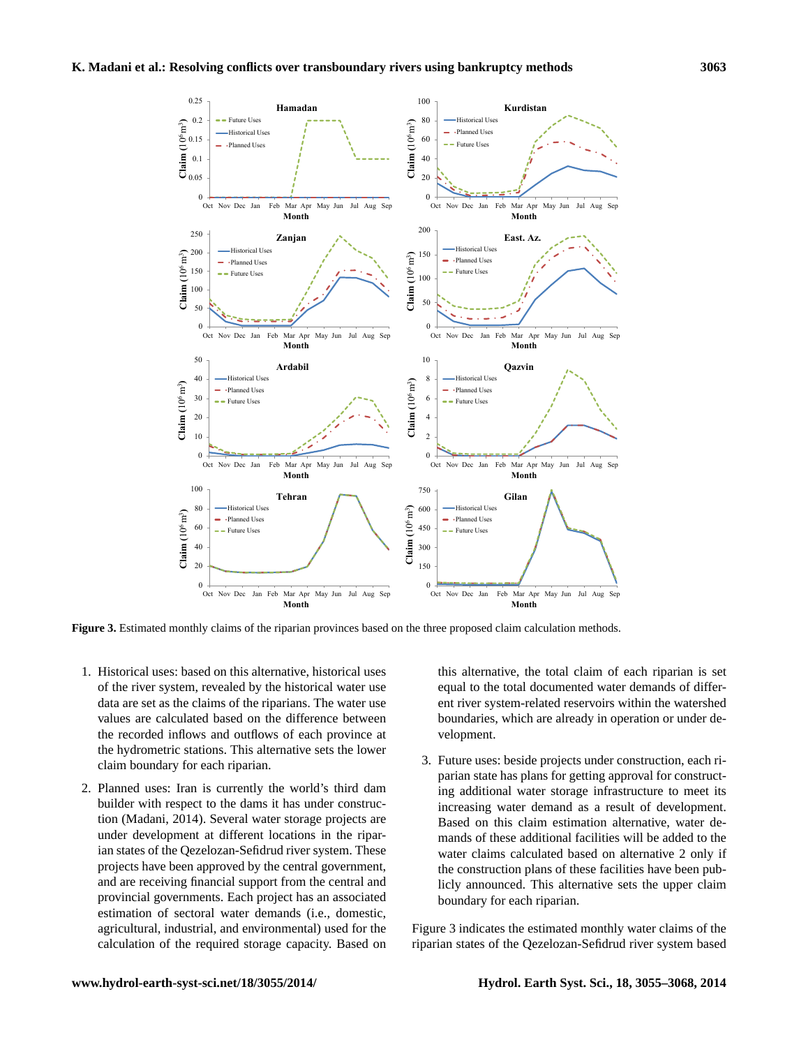Hamadan

Claim ($10^6\,m^3$)

0.25, 0.2, 0.15, 0.1, 0.05, 0

Future Uses

Historical Uses

Planned Uses

Oct Nov Dec Jan Feb Mar Apr May Jun Jul Aug Sep

Month

Kurdistan

Claim ($10^6\,m^3$)

100, 80, 60, 40, 20, 0

Historical Uses

Planned Uses

Future Uses

Oct Nov Dec Jan Feb Mar Apr May Jun Jul Aug Sep

Month

Zanjan

Claim ($10^6\,m^3$)

250, 200, 150, 100, 50, 0

Historical Uses

Planned Uses

Future Uses

Oct Nov Dec Jan Feb Mar Apr May Jun Jul Aug Sep

Month

East. Az.

Claim ($10^6\,m^3$)

200, 150, 100, 50, 0

Historical Uses

Planned Uses

Future Uses

Oct Nov Dec Jan Feb Mar Apr May Jun Jul Aug Sep

Month

Ardabil

Claim ($10^6\,m^3$)

50, 40, 30, 20, 10, 0

Historical Uses

Planned Uses

Future Uses

Oct Nov Dec Jan Feb Mar Apr May Jun Jul Aug Sep

Month

Qazvin

Claim ($10^6\,m^3$)

10, 8, 6, 4, 2, 0

Historical Uses

Planned Uses

Future Uses

Oct Nov Dec Jan Feb Mar Apr May Jun Jul Aug Sep

Month

Tehran

Claim ($10^6\,m^3$)

100, 80, 60, 40, 20, 0

Historical Uses

Planned Uses

Future Uses

Oct Nov Dec Jan Feb Mar Apr May Jun Jul Aug Sep

Month

Gilan

Claim ($10^6\,m^3$)

750, 600, 450, 300, 150, 0

Historical Uses

Planned Uses

Future Uses

Oct Nov Dec Jan Feb Mar Apr May Jun Jul Aug Sep

Month

**Figure 3.** Estimated monthly claims of the riparian provinces based on the three proposed claim calculation methods.

1. Historical uses: based on this alternative, historical uses of the river system, revealed by the historical water use data are set as the claims of the riparians. The water use values are calculated based on the difference between the recorded inflows and outflows of each province at the hydrometric stations. This alternative sets the lower claim boundary for each riparian.

2. Planned uses: Iran is currently the world's third dam builder with respect to the dams it has under construction (Madani, 2014). Several water storage projects are under development at different locations in the riparian states of the Qezelozan-Sefidrud river system. These projects have been approved by the central government, and are receiving financial support from the central and provincial governments. Each project has an associated estimation of sectoral water demands (i.e., domestic, agricultural, industrial, and environmental) used for the calculation of the required storage capacity. Based on this alternative, the total claim of each riparian is set equal to the total documented water demands of different river system-related reservoirs within the watershed boundaries, which are already in operation or under development.

3. Future uses: beside projects under construction, each riparian state has plans for getting approval for constructing additional water storage infrastructure to meet its increasing water demand as a result of development. Based on this claim estimation alternative, water demands of these additional facilities will be added to the water claims calculated based on alternative 2 only if the construction plans of these facilities have been publicly announced. This alternative sets the upper claim boundary for each riparian.

Figure 3 indicates the estimated monthly water claims of the riparian states of the Qezelozan-Sefidrud river system based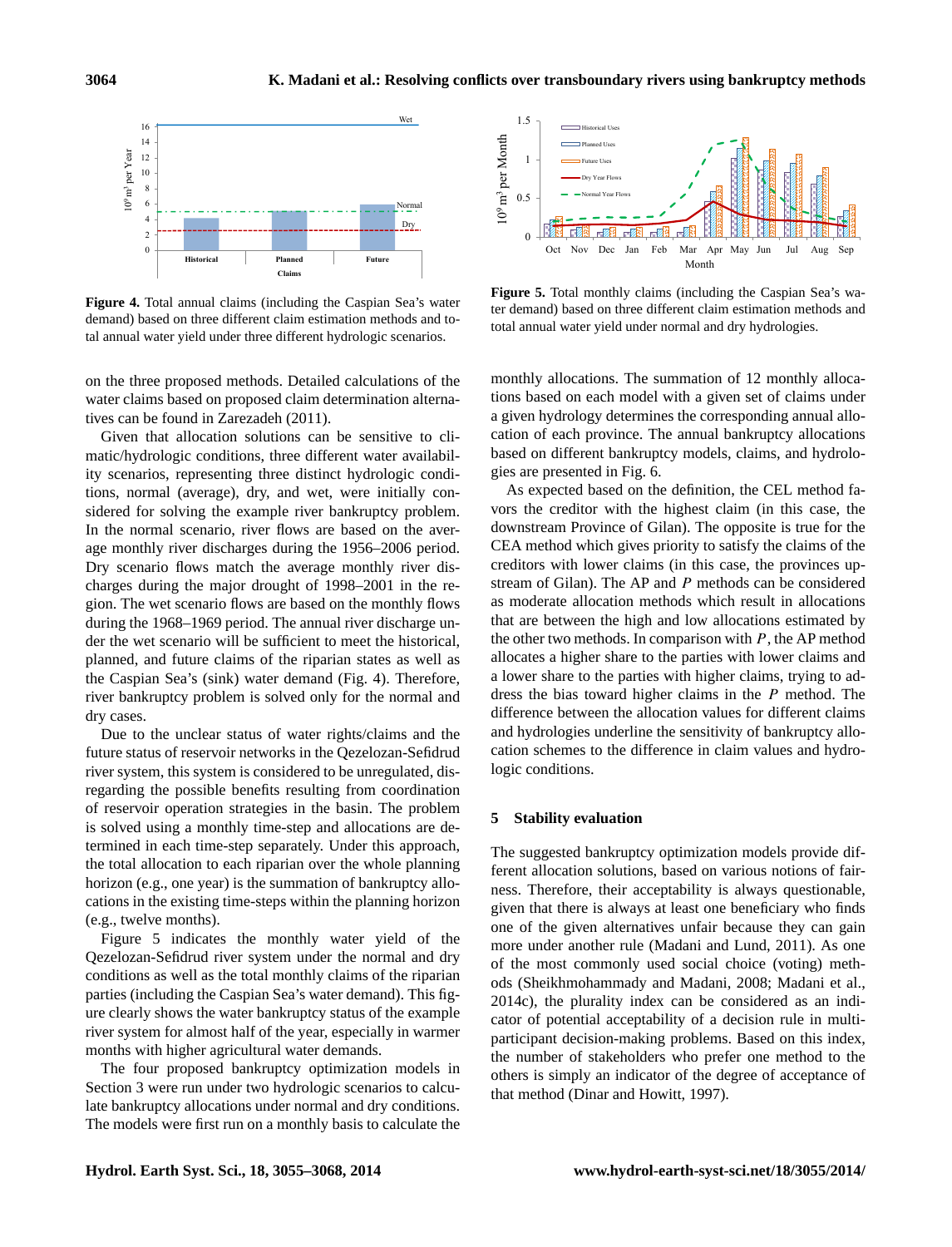16
14
12
10
8
6
4
2
0
$10^9$ m$^3$ per Year
Wet
Normal
Dry
Historical
Planned
Future
Claims

**Figure 4.** Total annual claims (including the Caspian Sea's water demand) based on three different claim estimation methods and total annual water yield under three different hydrologic scenarios.

1.5
1
0.5
0
$10^9$ m$^3$ per Month
Historical Uses
Planned Uses
Future Uses
Dry Year Flows
Normal Year Flows
Oct Nov Dec Jan Feb Mar Apr May Jun Jul Aug Sep
Month

**Figure 5.** Total monthly claims (including the Caspian Sea's water demand) based on three different claim estimation methods and total annual water yield under normal and dry hydrologies.

on the three proposed methods. Detailed calculations of the water claims based on proposed claim determination alternatives can be found in Zarezadeh (2011).

Given that allocation solutions can be sensitive to climatic/hydrologic conditions, three different water availability scenarios, representing three distinct hydrologic conditions, normal (average), dry, and wet, were initially considered for solving the example river bankruptcy problem. In the normal scenario, river flows are based on the average monthly river discharges during the 1956–2006 period. Dry scenario flows match the average monthly river discharges during the major drought of 1998–2001 in the region. The wet scenario flows are based on the monthly flows during the 1968–1969 period. The annual river discharge under the wet scenario will be sufficient to meet the historical, planned, and future claims of the riparian states as well as the Caspian Sea's (sink) water demand (Fig. 4). Therefore, river bankruptcy problem is solved only for the normal and dry cases.

Due to the unclear status of water rights/claims and the future status of reservoir networks in the Qezelozan-Sefidrud river system, this system is considered to be unregulated, disregarding the possible benefits resulting from coordination of reservoir operation strategies in the basin. The problem is solved using a monthly time-step and allocations are determined in each time-step separately. Under this approach, the total allocation to each riparian over the whole planning horizon (e.g., one year) is the summation of bankruptcy allocations in the existing time-steps within the planning horizon (e.g., twelve months).

Figure 5 indicates the monthly water yield of the Qezelozan-Sefidrud river system under the normal and dry conditions as well as the total monthly claims of the riparian parties (including the Caspian Sea's water demand). This figure clearly shows the water bankruptcy status of the example river system for almost half of the year, especially in warmer months with higher agricultural water demands.

The four proposed bankruptcy optimization models in Section 3 were run under two hydrologic scenarios to calculate bankruptcy allocations under normal and dry conditions. The models were first run on a monthly basis to calculate the monthly allocations. The summation of 12 monthly allocations based on each model with a given set of claims under a given hydrology determines the corresponding annual allocation of each province. The annual bankruptcy allocations based on different bankruptcy models, claims, and hydrologies are presented in Fig. 6.

As expected based on the definition, the CEL method favors the creditor with the highest claim (in this case, the downstream Province of Gilan). The opposite is true for the CEA method which gives priority to satisfy the claims of the creditors with lower claims (in this case, the provinces upstream of Gilan). The AP and $P$ methods can be considered as moderate allocation methods which result in allocations that are between the high and low allocations estimated by the other two methods. In comparison with $P$, the AP method allocates a higher share to the parties with lower claims and a lower share to the parties with higher claims, trying to address the bias toward higher claims in the $P$ method. The difference between the allocation values for different claims and hydrologies underline the sensitivity of bankruptcy allocation schemes to the difference in claim values and hydrologic conditions.

## 5 Stability evaluation

The suggested bankruptcy optimization models provide different allocation solutions, based on various notions of fairness. Therefore, their acceptability is always questionable, given that there is always at least one beneficiary who finds one of the given alternatives unfair because they can gain more under another rule (Madani and Lund, 2011). As one of the most commonly used social choice (voting) methods (Sheikhmohammady and Madani, 2008; Madani et al., 2014c), the plurality index can be considered as an indicator of potential acceptability of a decision rule in multi-participant decision-making problems. Based on this index, the number of stakeholders who prefer one method to the others is simply an indicator of the degree of acceptance of that method (Dinar and Howitt, 1997).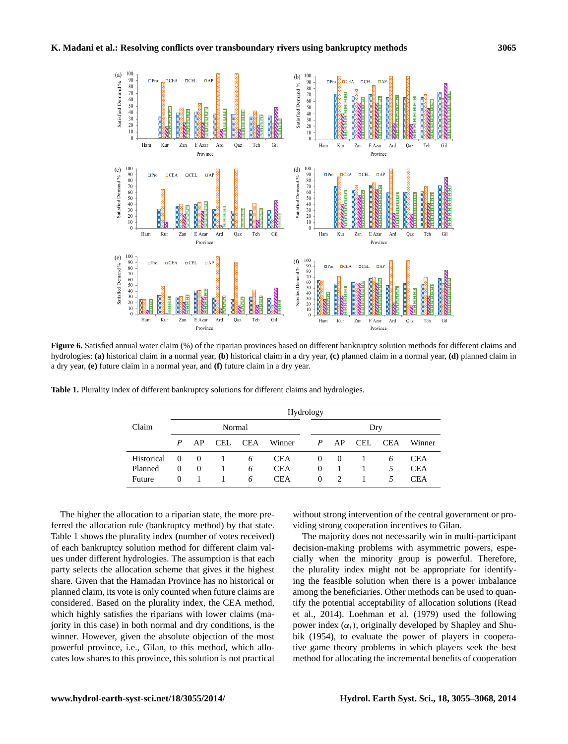(a)
Satisfied Demand %
100 90 80 70 60 50 40 30 20 10 0
Pro CEA CEL AP
Ham Kur Zan E Azar Ard Qaz Teh Gil
Province

(b)
Satisfied Demand %
100 90 80 70 60 50 40 30 20 10 0
Pro CEA CEL AP
Ham Kur Zan E Azar Ard Qaz Teh Gil
Province

(c)
Satisfied Demand %
100 90 80 70 60 50 40 30 20 10 0
Pro CEA CEL AP
Ham Kur Zan E Azar Ard Qaz Teh Gil
Province

(d)
Satisfied Demand %
100 90 80 70 60 50 40 30 20 10 0
Pro CEA CEL AP
Ham Kur Zan E Azar Ard Qaz Teh Gil
Province

(e)
Satisfied Demand %
100 90 80 70 60 50 40 30 20 10 0
Pro CEA CEL AP
Ham Kur Zan E Azar Ard Qaz Teh Gil
Province

(f)
Satisfied Demand %
100 90 80 70 60 50 40 30 20 10 0
Pro CEA CEL AP
Ham Kur Zan E Azar Ard Qaz Teh Gil
Province

**Figure 6.** Satisfied annual water claim (%) of the riparian provinces based on different bankruptcy solution methods for different claims and hydrologies: **(a)** historical claim in a normal year, **(b)** historical claim in a dry year, **(c)** planned claim in a normal year, **(d)** planned claim in a dry year, **(e)** future claim in a normal year, and **(f)** future claim in a dry year.

**Table 1.** Plurality index of different bankruptcy solutions for different claims and hydrologies.

| Claim | Hydrology | | | | | | | | | |
|---|---|---|---|---|---|---|---|---|---|---|
| | Normal | | | | | Dry | | | | |
| | *P* | AP | CEL | CEA | Winner | *P* | AP | CEL | CEA | Winner |
| Historical | 0 | 0 | 1 | *6* | CEA | 0 | 0 | 1 | *6* | CEA |
| Planned | 0 | 0 | 1 | *6* | CEA | 0 | 1 | 1 | *5* | CEA |
| Future | 0 | 1 | 1 | *6* | CEA | 0 | 2 | 1 | *5* | CEA |

The higher the allocation to a riparian state, the more preferred the allocation rule (bankruptcy method) by that state. Table 1 shows the plurality index (number of votes received) of each bankruptcy solution method for different claim values under different hydrologies. The assumption is that each party selects the allocation scheme that gives it the highest share. Given that the Hamadan Province has no historical or planned claim, its vote is only counted when future claims are considered. Based on the plurality index, the CEA method, which highly satisfies the riparians with lower claims (majority in this case) in both normal and dry conditions, is the winner. However, given the absolute objection of the most powerful province, i.e., Gilan, to this method, which allocates low shares to this province, this solution is not practical without strong intervention of the central government or providing strong cooperation incentives to Gilan.

The majority does not necessarily win in multi-participant decision-making problems with asymmetric powers, especially when the minority group is powerful. Therefore, the plurality index might not be appropriate for identifying the feasible solution when there is a power imbalance among the beneficiaries. Other methods can be used to quantify the potential acceptability of allocation solutions (Read et al., 2014). Loehman et al. (1979) used the following power index ($\alpha_i$), originally developed by Shapley and Shubik (1954), to evaluate the power of players in cooperative game theory problems in which players seek the best method for allocating the incremental benefits of cooperation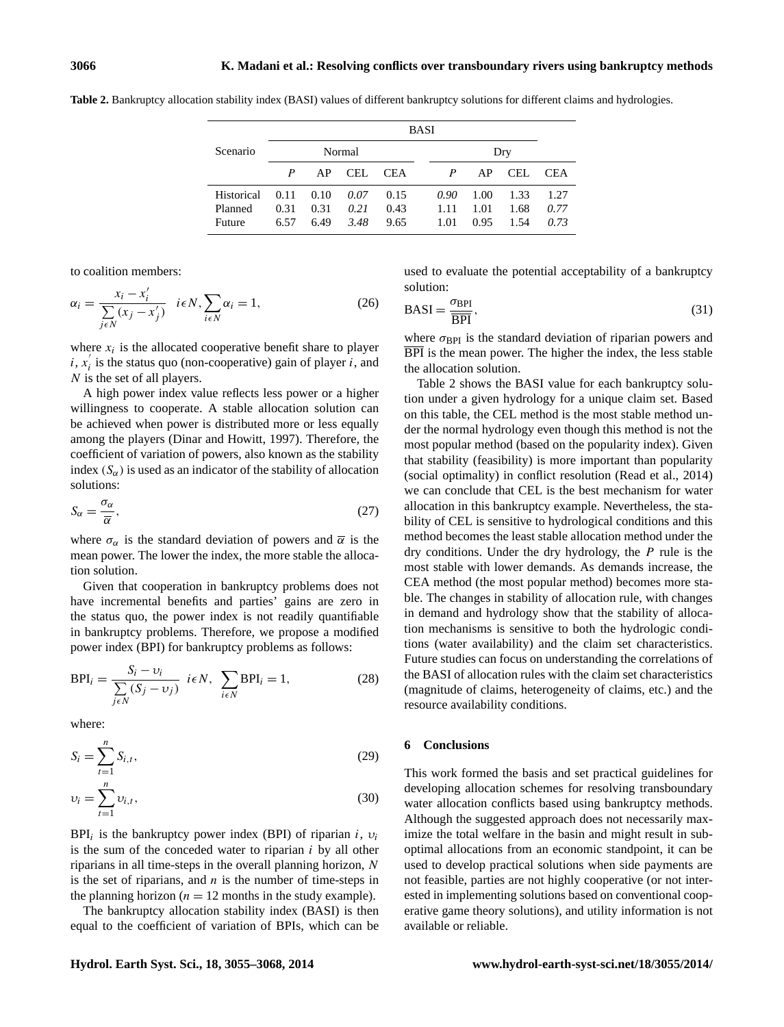**Table 2.** Bankruptcy allocation stability index (BASI) values of different bankruptcy solutions for different claims and hydrologies.

| Scenario | BASI | | | | | | | |
|---|---|---|---|---|---|---|---|---|
| | Normal | | | | Dry | | | |
| | *P* | AP | CEL | CEA | *P* | AP | CEL | CEA |
| Historical | 0.11 | 0.10 | *0.07* | 0.15 | *0.90* | 1.00 | 1.33 | 1.27 |
| Planned | 0.31 | 0.31 | *0.21* | 0.43 | 1.11 | 1.01 | 1.68 | *0.77* |
| Future | 6.57 | 6.49 | *3.48* | 9.65 | 1.01 | 0.95 | 1.54 | *0.73* |

to coalition members:

$$\alpha_i = \frac{x_i - x_i'}{\sum\limits_{j \epsilon N} (x_j - x_j')} \quad i \epsilon N, \sum_{i \epsilon N} \alpha_i = 1, \tag{26}$$

where $x_i$ is the allocated cooperative benefit share to player $i$, $x_i^{'}$ is the status quo (non-cooperative) gain of player $i$, and $N$ is the set of all players.

A high power index value reflects less power or a higher willingness to cooperate. A stable allocation solution can be achieved when power is distributed more or less equally among the players (Dinar and Howitt, 1997). Therefore, the coefficient of variation of powers, also known as the stability index ($S_\alpha$) is used as an indicator of the stability of allocation solutions:

$$S_\alpha = \frac{\sigma_\alpha}{\overline{\alpha}}, \tag{27}$$

where $\sigma_\alpha$ is the standard deviation of powers and $\overline{\alpha}$ is the mean power. The lower the index, the more stable the allocation solution.

Given that cooperation in bankruptcy problems does not have incremental benefits and parties' gains are zero in the status quo, the power index is not readily quantifiable in bankruptcy problems. Therefore, we propose a modified power index (BPI) for bankruptcy problems as follows:

$$\mathrm{BPI}_i = \frac{S_i - \upsilon_i}{\sum\limits_{j \epsilon N} (S_j - \upsilon_j)} \quad i \epsilon N, \quad \sum_{i \epsilon N} \mathrm{BPI}_i = 1, \tag{28}$$

where:

$$S_i = \sum_{t=1}^{n} S_{i,t}, \tag{29}$$

$$\upsilon_i = \sum_{t=1}^{n} \upsilon_{i,t}, \tag{30}$$

$\mathrm{BPI}_i$ is the bankruptcy power index (BPI) of riparian $i$, $\upsilon_i$ is the sum of the conceded water to riparian $i$ by all other riparians in all time-steps in the overall planning horizon, $N$ is the set of riparians, and $n$ is the number of time-steps in the planning horizon ($n = 12$ months in the study example).

The bankruptcy allocation stability index (BASI) is then equal to the coefficient of variation of BPIs, which can be used to evaluate the potential acceptability of a bankruptcy solution:

$$\mathrm{BASI} = \frac{\sigma_{\mathrm{BPI}}}{\overline{\mathrm{BPI}}}, \tag{31}$$

where $\sigma_{\mathrm{BPI}}$ is the standard deviation of riparian powers and $\overline{\mathrm{BPI}}$ is the mean power. The higher the index, the less stable the allocation solution.

Table 2 shows the BASI value for each bankruptcy solution under a given hydrology for a unique claim set. Based on this table, the CEL method is the most stable method under the normal hydrology even though this method is not the most popular method (based on the popularity index). Given that stability (feasibility) is more important than popularity (social optimality) in conflict resolution (Read et al., 2014) we can conclude that CEL is the best mechanism for water allocation in this bankruptcy example. Nevertheless, the stability of CEL is sensitive to hydrological conditions and this method becomes the least stable allocation method under the dry conditions. Under the dry hydrology, the *P* rule is the most stable with lower demands. As demands increase, the CEA method (the most popular method) becomes more stable. The changes in stability of allocation rule, with changes in demand and hydrology show that the stability of allocation mechanisms is sensitive to both the hydrologic conditions (water availability) and the claim set characteristics. Future studies can focus on understanding the correlations of the BASI of allocation rules with the claim set characteristics (magnitude of claims, heterogeneity of claims, etc.) and the resource availability conditions.

## 6 Conclusions

This work formed the basis and set practical guidelines for developing allocation schemes for resolving transboundary water allocation conflicts based using bankruptcy methods. Although the suggested approach does not necessarily maximize the total welfare in the basin and might result in suboptimal allocations from an economic standpoint, it can be used to develop practical solutions when side payments are not feasible, parties are not highly cooperative (or not interested in implementing solutions based on conventional cooperative game theory solutions), and utility information is not available or reliable.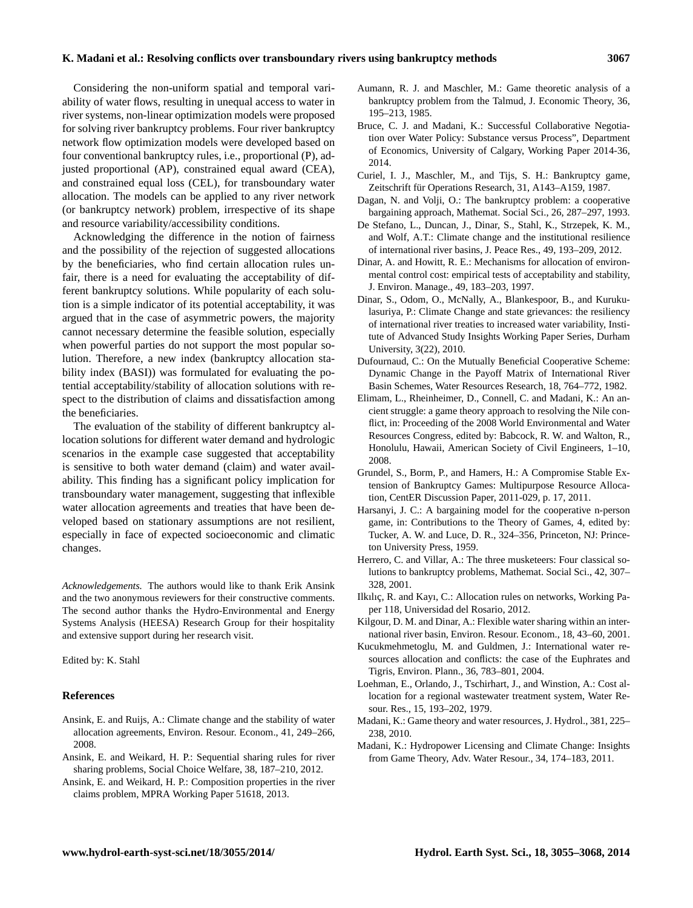Considering the non-uniform spatial and temporal variability of water flows, resulting in unequal access to water in river systems, non-linear optimization models were proposed for solving river bankruptcy problems. Four river bankruptcy network flow optimization models were developed based on four conventional bankruptcy rules, i.e., proportional (P), adjusted proportional (AP), constrained equal award (CEA), and constrained equal loss (CEL), for transboundary water allocation. The models can be applied to any river network (or bankruptcy network) problem, irrespective of its shape and resource variability/accessibility conditions.

Acknowledging the difference in the notion of fairness and the possibility of the rejection of suggested allocations by the beneficiaries, who find certain allocation rules unfair, there is a need for evaluating the acceptability of different bankruptcy solutions. While popularity of each solution is a simple indicator of its potential acceptability, it was argued that in the case of asymmetric powers, the majority cannot necessary determine the feasible solution, especially when powerful parties do not support the most popular solution. Therefore, a new index (bankruptcy allocation stability index (BASI)) was formulated for evaluating the potential acceptability/stability of allocation solutions with respect to the distribution of claims and dissatisfaction among the beneficiaries.

The evaluation of the stability of different bankruptcy allocation solutions for different water demand and hydrologic scenarios in the example case suggested that acceptability is sensitive to both water demand (claim) and water availability. This finding has a significant policy implication for transboundary water management, suggesting that inflexible water allocation agreements and treaties that have been developed based on stationary assumptions are not resilient, especially in face of expected socioeconomic and climatic changes.

*Acknowledgements.* The authors would like to thank Erik Ansink and the two anonymous reviewers for their constructive comments. The second author thanks the Hydro-Environmental and Energy Systems Analysis (HEESA) Research Group for their hospitality and extensive support during her research visit.

Edited by: K. Stahl

## References

Ansink, E. and Ruijs, A.: Climate change and the stability of water allocation agreements, Environ. Resour. Econom., 41, 249–266, 2008.

Ansink, E. and Weikard, H. P.: Sequential sharing rules for river sharing problems, Social Choice Welfare, 38, 187–210, 2012.

Ansink, E. and Weikard, H. P.: Composition properties in the river claims problem, MPRA Working Paper 51618, 2013.

Aumann, R. J. and Maschler, M.: Game theoretic analysis of a bankruptcy problem from the Talmud, J. Economic Theory, 36, 195–213, 1985.

Bruce, C. J. and Madani, K.: Successful Collaborative Negotiation over Water Policy: Substance versus Process", Department of Economics, University of Calgary, Working Paper 2014-36, 2014.

Curiel, I. J., Maschler, M., and Tijs, S. H.: Bankruptcy game, Zeitschrift für Operations Research, 31, A143–A159, 1987.

Dagan, N. and Volji, O.: The bankruptcy problem: a cooperative bargaining approach, Mathemat. Social Sci., 26, 287–297, 1993.

De Stefano, L., Duncan, J., Dinar, S., Stahl, K., Strzepek, K. M., and Wolf, A.T.: Climate change and the institutional resilience of international river basins, J. Peace Res., 49, 193–209, 2012.

Dinar, A. and Howitt, R. E.: Mechanisms for allocation of environmental control cost: empirical tests of acceptability and stability, J. Environ. Manage., 49, 183–203, 1997.

Dinar, S., Odom, O., McNally, A., Blankespoor, B., and Kurukulasuriya, P.: Climate Change and state grievances: the resiliency of international river treaties to increased water variability, Institute of Advanced Study Insights Working Paper Series, Durham University, 3(22), 2010.

Dufournaud, C.: On the Mutually Beneficial Cooperative Scheme: Dynamic Change in the Payoff Matrix of International River Basin Schemes, Water Resources Research, 18, 764–772, 1982.

Elimam, L., Rheinheimer, D., Connell, C. and Madani, K.: An ancient struggle: a game theory approach to resolving the Nile conflict, in: Proceeding of the 2008 World Environmental and Water Resources Congress, edited by: Babcock, R. W. and Walton, R., Honolulu, Hawaii, American Society of Civil Engineers, 1–10, 2008.

Grundel, S., Borm, P., and Hamers, H.: A Compromise Stable Extension of Bankruptcy Games: Multipurpose Resource Allocation, CentER Discussion Paper, 2011-029, p. 17, 2011.

Harsanyi, J. C.: A bargaining model for the cooperative n-person game, in: Contributions to the Theory of Games, 4, edited by: Tucker, A. W. and Luce, D. R., 324–356, Princeton, NJ: Princeton University Press, 1959.

Herrero, C. and Villar, A.: The three musketeers: Four classical solutions to bankruptcy problems, Mathemat. Social Sci., 42, 307–328, 2001.

Ilkılıç, R. and Kayı, C.: Allocation rules on networks, Working Paper 118, Universidad del Rosario, 2012.

Kilgour, D. M. and Dinar, A.: Flexible water sharing within an international river basin, Environ. Resour. Econom., 18, 43–60, 2001.

Kucukmehmetoglu, M. and Guldmen, J.: International water resources allocation and conflicts: the case of the Euphrates and Tigris, Environ. Plann., 36, 783–801, 2004.

Loehman, E., Orlando, J., Tschirhart, J., and Winstion, A.: Cost allocation for a regional wastewater treatment system, Water Resour. Res., 15, 193–202, 1979.

Madani, K.: Game theory and water resources, J. Hydrol., 381, 225–238, 2010.

Madani, K.: Hydropower Licensing and Climate Change: Insights from Game Theory, Adv. Water Resour., 34, 174–183, 2011.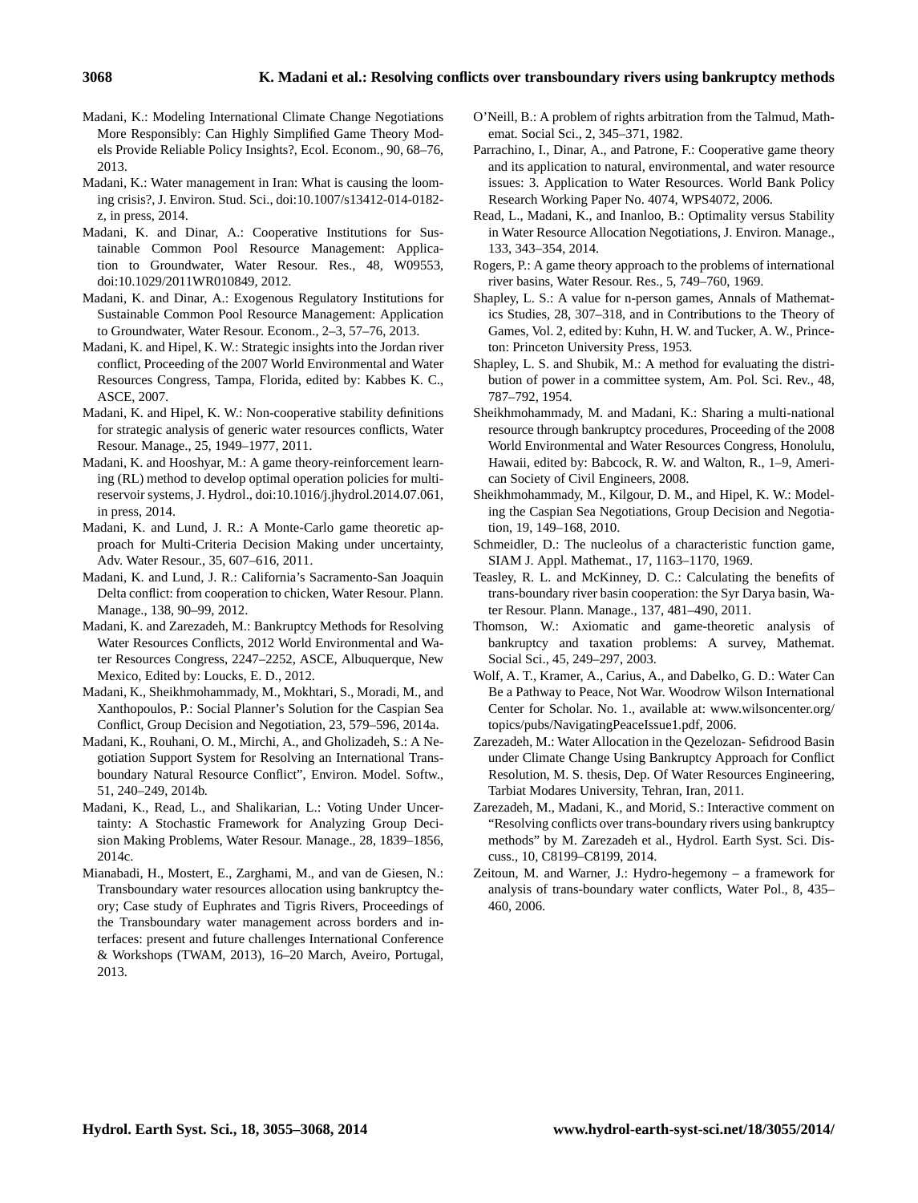Madani, K.: Modeling International Climate Change Negotiations More Responsibly: Can Highly Simplified Game Theory Models Provide Reliable Policy Insights?, Ecol. Econom., 90, 68–76, 2013.

Madani, K.: Water management in Iran: What is causing the looming crisis?, J. Environ. Stud. Sci., doi:10.1007/s13412-014-0182-z, in press, 2014.

Madani, K. and Dinar, A.: Cooperative Institutions for Sustainable Common Pool Resource Management: Application to Groundwater, Water Resour. Res., 48, W09553, doi:10.1029/2011WR010849, 2012.

Madani, K. and Dinar, A.: Exogenous Regulatory Institutions for Sustainable Common Pool Resource Management: Application to Groundwater, Water Resour. Econom., 2–3, 57–76, 2013.

Madani, K. and Hipel, K. W.: Strategic insights into the Jordan river conflict, Proceeding of the 2007 World Environmental and Water Resources Congress, Tampa, Florida, edited by: Kabbes K. C., ASCE, 2007.

Madani, K. and Hipel, K. W.: Non-cooperative stability definitions for strategic analysis of generic water resources conflicts, Water Resour. Manage., 25, 1949–1977, 2011.

Madani, K. and Hooshyar, M.: A game theory-reinforcement learning (RL) method to develop optimal operation policies for multi-reservoir systems, J. Hydrol., doi:10.1016/j.jhydrol.2014.07.061, in press, 2014.

Madani, K. and Lund, J. R.: A Monte-Carlo game theoretic approach for Multi-Criteria Decision Making under uncertainty, Adv. Water Resour., 35, 607–616, 2011.

Madani, K. and Lund, J. R.: California's Sacramento-San Joaquin Delta conflict: from cooperation to chicken, Water Resour. Plann. Manage., 138, 90–99, 2012.

Madani, K. and Zarezadeh, M.: Bankruptcy Methods for Resolving Water Resources Conflicts, 2012 World Environmental and Water Resources Congress, 2247–2252, ASCE, Albuquerque, New Mexico, Edited by: Loucks, E. D., 2012.

Madani, K., Sheikhmohammady, M., Mokhtari, S., Moradi, M., and Xanthopoulos, P.: Social Planner's Solution for the Caspian Sea Conflict, Group Decision and Negotiation, 23, 579–596, 2014a.

Madani, K., Rouhani, O. M., Mirchi, A., and Gholizadeh, S.: A Negotiation Support System for Resolving an International Transboundary Natural Resource Conflict", Environ. Model. Softw., 51, 240–249, 2014b.

Madani, K., Read, L., and Shalikarian, L.: Voting Under Uncertainty: A Stochastic Framework for Analyzing Group Decision Making Problems, Water Resour. Manage., 28, 1839–1856, 2014c.

Mianabadi, H., Mostert, E., Zarghami, M., and van de Giesen, N.: Transboundary water resources allocation using bankruptcy theory; Case study of Euphrates and Tigris Rivers, Proceedings of the Transboundary water management across borders and interfaces: present and future challenges International Conference & Workshops (TWAM, 2013), 16–20 March, Aveiro, Portugal, 2013.

O'Neill, B.: A problem of rights arbitration from the Talmud, Mathemat. Social Sci., 2, 345–371, 1982.

Parrachino, I., Dinar, A., and Patrone, F.: Cooperative game theory and its application to natural, environmental, and water resource issues: 3. Application to Water Resources. World Bank Policy Research Working Paper No. 4074, WPS4072, 2006.

Read, L., Madani, K., and Inanloo, B.: Optimality versus Stability in Water Resource Allocation Negotiations, J. Environ. Manage., 133, 343–354, 2014.

Rogers, P.: A game theory approach to the problems of international river basins, Water Resour. Res., 5, 749–760, 1969.

Shapley, L. S.: A value for n-person games, Annals of Mathematics Studies, 28, 307–318, and in Contributions to the Theory of Games, Vol. 2, edited by: Kuhn, H. W. and Tucker, A. W., Princeton: Princeton University Press, 1953.

Shapley, L. S. and Shubik, M.: A method for evaluating the distribution of power in a committee system, Am. Pol. Sci. Rev., 48, 787–792, 1954.

Sheikhmohammady, M. and Madani, K.: Sharing a multi-national resource through bankruptcy procedures, Proceeding of the 2008 World Environmental and Water Resources Congress, Honolulu, Hawaii, edited by: Babcock, R. W. and Walton, R., 1–9, American Society of Civil Engineers, 2008.

Sheikhmohammady, M., Kilgour, D. M., and Hipel, K. W.: Modeling the Caspian Sea Negotiations, Group Decision and Negotiation, 19, 149–168, 2010.

Schmeidler, D.: The nucleolus of a characteristic function game, SIAM J. Appl. Mathemat., 17, 1163–1170, 1969.

Teasley, R. L. and McKinney, D. C.: Calculating the benefits of trans-boundary river basin cooperation: the Syr Darya basin, Water Resour. Plann. Manage., 137, 481–490, 2011.

Thomson, W.: Axiomatic and game-theoretic analysis of bankruptcy and taxation problems: A survey, Mathemat. Social Sci., 45, 249–297, 2003.

Wolf, A. T., Kramer, A., Carius, A., and Dabelko, G. D.: Water Can Be a Pathway to Peace, Not War. Woodrow Wilson International Center for Scholar. No. 1., available at: www.wilsoncenter.org/topics/pubs/NavigatingPeaceIssue1.pdf, 2006.

Zarezadeh, M.: Water Allocation in the Qezelozan- Sefidrood Basin under Climate Change Using Bankruptcy Approach for Conflict Resolution, M. S. thesis, Dep. Of Water Resources Engineering, Tarbiat Modares University, Tehran, Iran, 2011.

Zarezadeh, M., Madani, K., and Morid, S.: Interactive comment on "Resolving conflicts over trans-boundary rivers using bankruptcy methods" by M. Zarezadeh et al., Hydrol. Earth Syst. Sci. Discuss., 10, C8199–C8199, 2014.

Zeitoun, M. and Warner, J.: Hydro-hegemony – a framework for analysis of trans-boundary water conflicts, Water Pol., 8, 435–460, 2006.